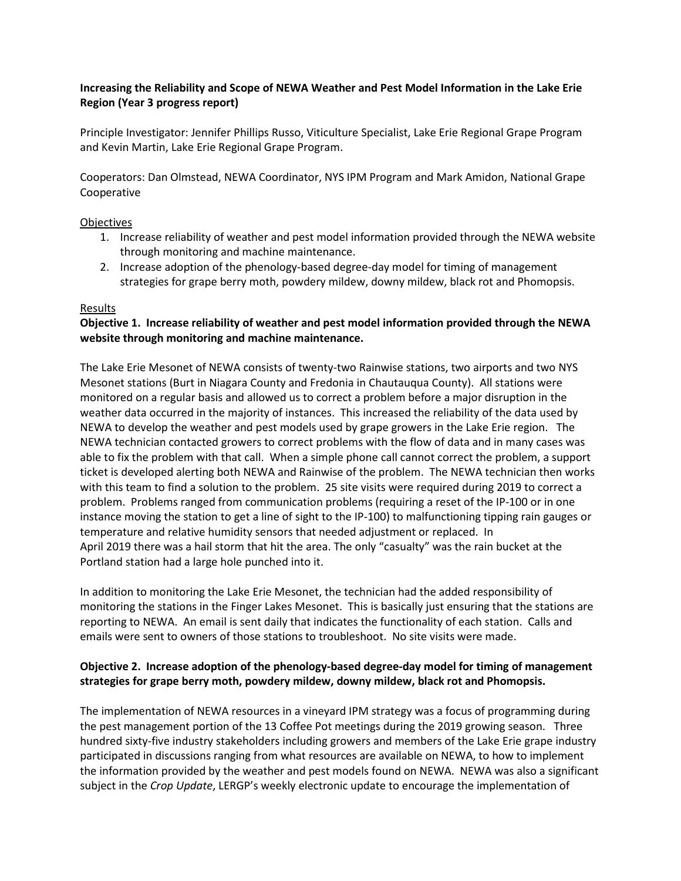**Increasing the Reliability and Scope of NEWA Weather and Pest Model Information in the Lake Erie Region (Year 3 progress report)**

Principle Investigator: Jennifer Phillips Russo, Viticulture Specialist, Lake Erie Regional Grape Program and Kevin Martin, Lake Erie Regional Grape Program.

Cooperators: Dan Olmstead, NEWA Coordinator, NYS IPM Program and Mark Amidon, National Grape Cooperative

Objectives

1. Increase reliability of weather and pest model information provided through the NEWA website through monitoring and machine maintenance.
2. Increase adoption of the phenology-based degree-day model for timing of management strategies for grape berry moth, powdery mildew, downy mildew, black rot and Phomopsis.

Results

**Objective 1. Increase reliability of weather and pest model information provided through the NEWA website through monitoring and machine maintenance.**

The Lake Erie Mesonet of NEWA consists of twenty-two Rainwise stations, two airports and two NYS Mesonet stations (Burt in Niagara County and Fredonia in Chautauqua County). All stations were monitored on a regular basis and allowed us to correct a problem before a major disruption in the weather data occurred in the majority of instances. This increased the reliability of the data used by NEWA to develop the weather and pest models used by grape growers in the Lake Erie region. The NEWA technician contacted growers to correct problems with the flow of data and in many cases was able to fix the problem with that call. When a simple phone call cannot correct the problem, a support ticket is developed alerting both NEWA and Rainwise of the problem. The NEWA technician then works with this team to find a solution to the problem. 25 site visits were required during 2019 to correct a problem. Problems ranged from communication problems (requiring a reset of the IP-100 or in one instance moving the station to get a line of sight to the IP-100) to malfunctioning tipping rain gauges or temperature and relative humidity sensors that needed adjustment or replaced. In April 2019 there was a hail storm that hit the area. The only "casualty" was the rain bucket at the Portland station had a large hole punched into it.

In addition to monitoring the Lake Erie Mesonet, the technician had the added responsibility of monitoring the stations in the Finger Lakes Mesonet. This is basically just ensuring that the stations are reporting to NEWA. An email is sent daily that indicates the functionality of each station. Calls and emails were sent to owners of those stations to troubleshoot. No site visits were made.

**Objective 2. Increase adoption of the phenology-based degree-day model for timing of management strategies for grape berry moth, powdery mildew, downy mildew, black rot and Phomopsis.**

The implementation of NEWA resources in a vineyard IPM strategy was a focus of programming during the pest management portion of the 13 Coffee Pot meetings during the 2019 growing season. Three hundred sixty-five industry stakeholders including growers and members of the Lake Erie grape industry participated in discussions ranging from what resources are available on NEWA, to how to implement the information provided by the weather and pest models found on NEWA. NEWA was also a significant subject in the *Crop Update*, LERGP's weekly electronic update to encourage the implementation of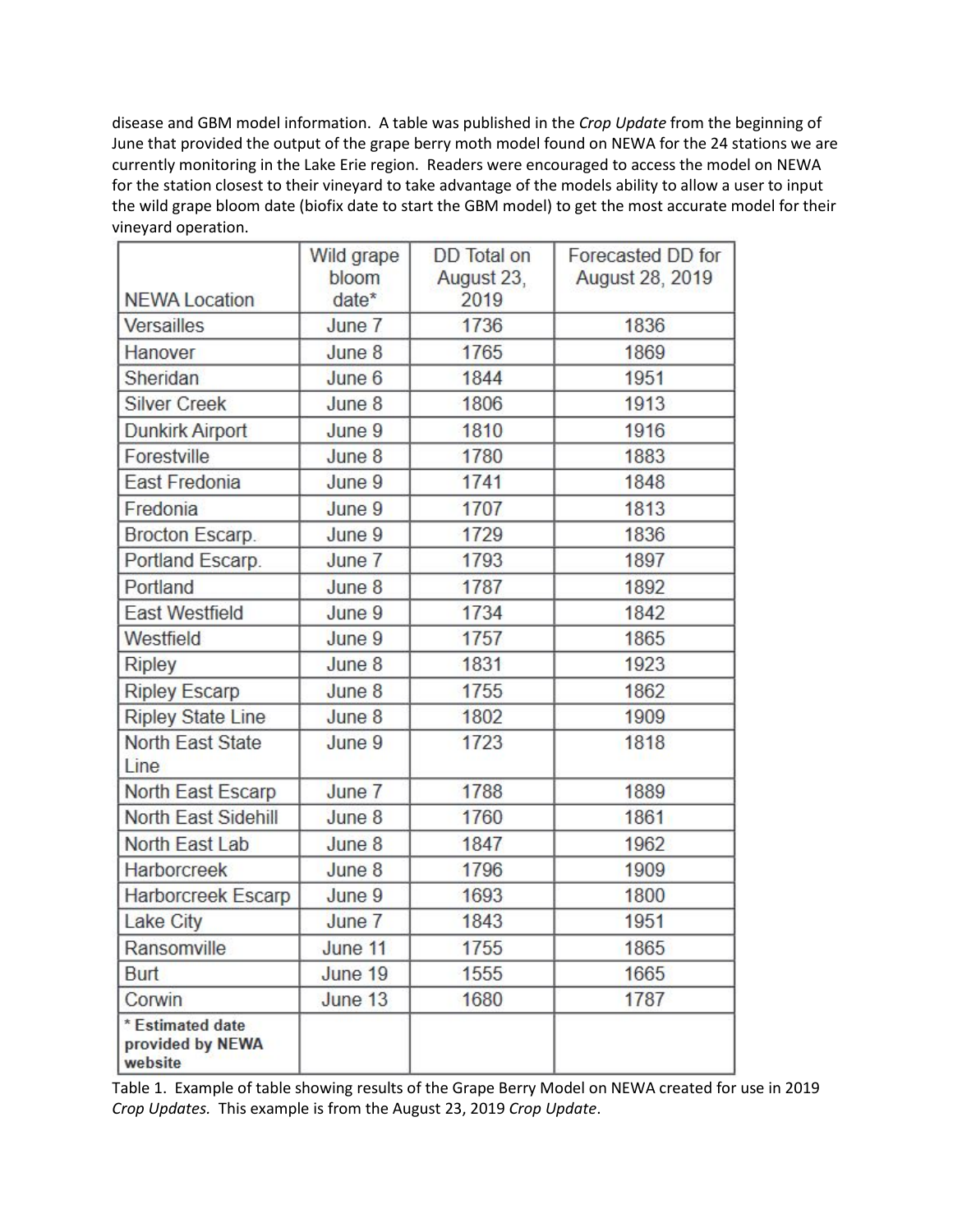disease and GBM model information. A table was published in the *Crop Update* from the beginning of June that provided the output of the grape berry moth model found on NEWA for the 24 stations we are currently monitoring in the Lake Erie region. Readers were encouraged to access the model on NEWA for the station closest to their vineyard to take advantage of the models ability to allow a user to input the wild grape bloom date (biofix date to start the GBM model) to get the most accurate model for their vineyard operation.

| NEWA Location | Wild grape bloom date* | DD Total on August 23, 2019 | Forecasted DD for August 28, 2019 |
|---|---|---|---|
| Versailles | June 7 | 1736 | 1836 |
| Hanover | June 8 | 1765 | 1869 |
| Sheridan | June 6 | 1844 | 1951 |
| Silver Creek | June 8 | 1806 | 1913 |
| Dunkirk Airport | June 9 | 1810 | 1916 |
| Forestville | June 8 | 1780 | 1883 |
| East Fredonia | June 9 | 1741 | 1848 |
| Fredonia | June 9 | 1707 | 1813 |
| Brocton Escarp. | June 9 | 1729 | 1836 |
| Portland Escarp. | June 7 | 1793 | 1897 |
| Portland | June 8 | 1787 | 1892 |
| East Westfield | June 9 | 1734 | 1842 |
| Westfield | June 9 | 1757 | 1865 |
| Ripley | June 8 | 1831 | 1923 |
| Ripley Escarp | June 8 | 1755 | 1862 |
| Ripley State Line | June 8 | 1802 | 1909 |
| North East State Line | June 9 | 1723 | 1818 |
| North East Escarp | June 7 | 1788 | 1889 |
| North East Sidehill | June 8 | 1760 | 1861 |
| North East Lab | June 8 | 1847 | 1962 |
| Harborcreek | June 8 | 1796 | 1909 |
| Harborcreek Escarp | June 9 | 1693 | 1800 |
| Lake City | June 7 | 1843 | 1951 |
| Ransomville | June 11 | 1755 | 1865 |
| Burt | June 19 | 1555 | 1665 |
| Corwin | June 13 | 1680 | 1787 |
| **\* Estimated date provided by NEWA website** | | | |

Table 1. Example of table showing results of the Grape Berry Model on NEWA created for use in 2019 *Crop Updates.* This example is from the August 23, 2019 *Crop Update*.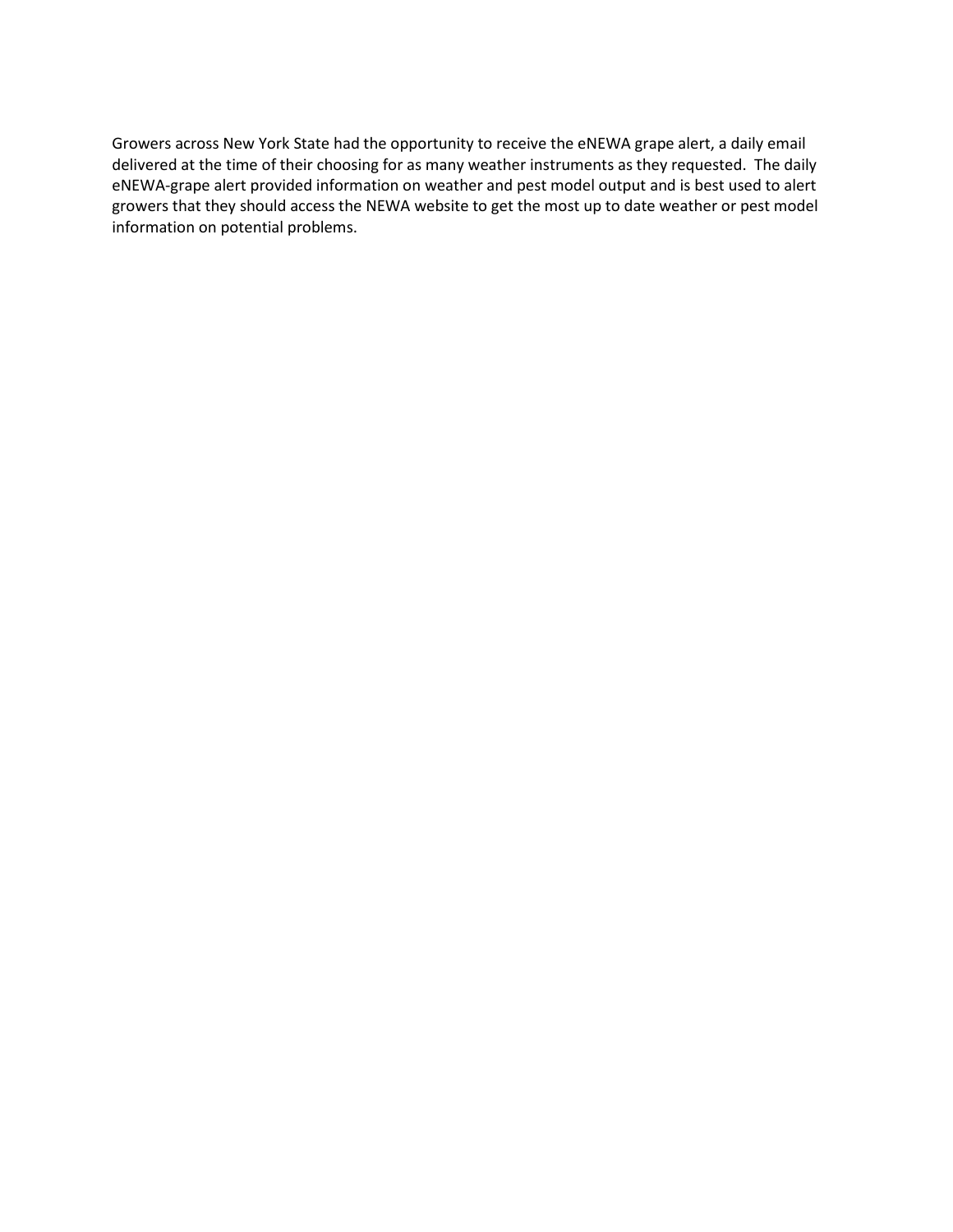Growers across New York State had the opportunity to receive the eNEWA grape alert, a daily email delivered at the time of their choosing for as many weather instruments as they requested. The daily eNEWA-grape alert provided information on weather and pest model output and is best used to alert growers that they should access the NEWA website to get the most up to date weather or pest model information on potential problems.